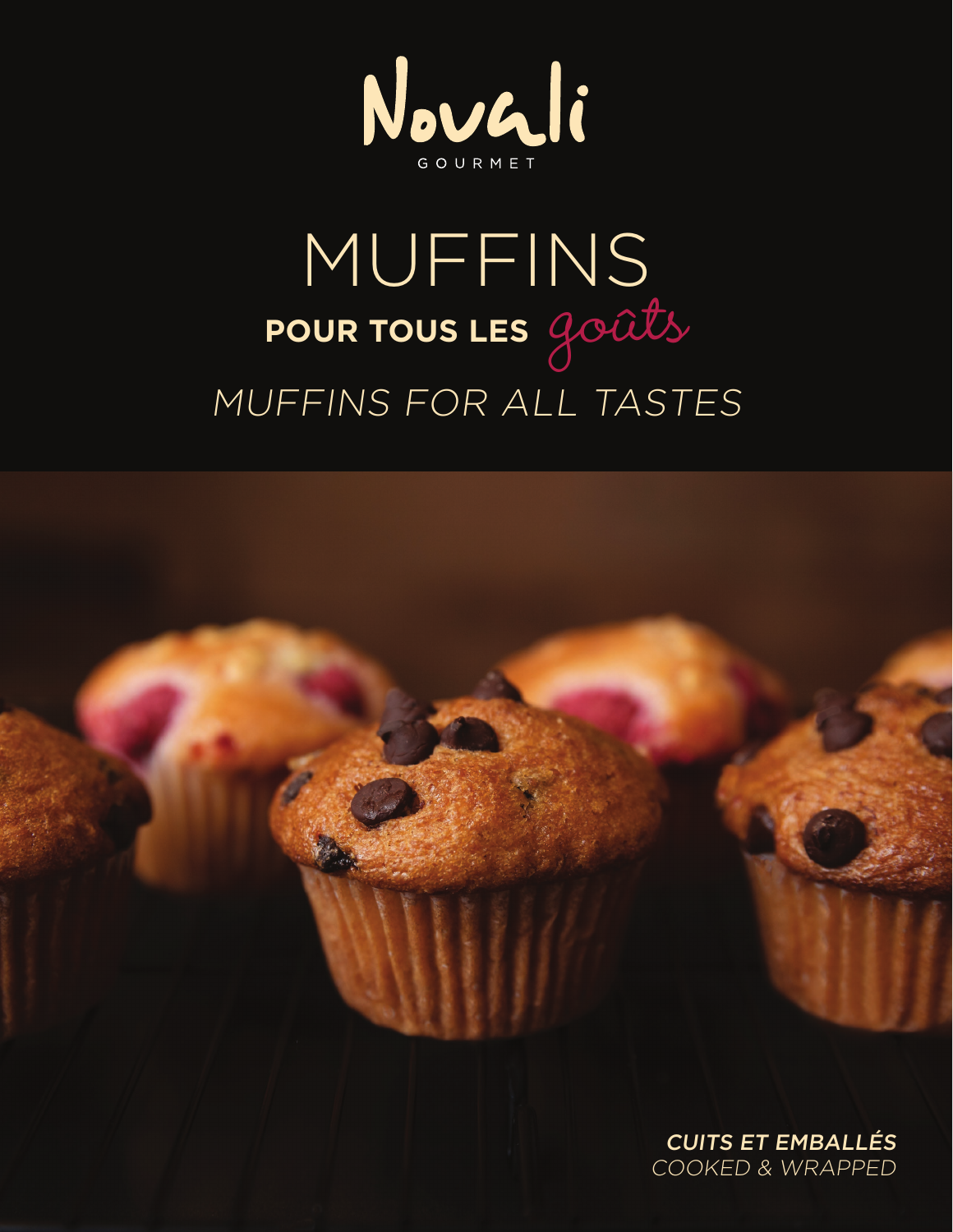Novali

GOURMET

# MUFFINS

## POUR TOUS LES *goûts*

*MUFFINS FOR ALL TASTES*

***CUITS ET EMBALLÉS***

*COOKED & WRAPPED*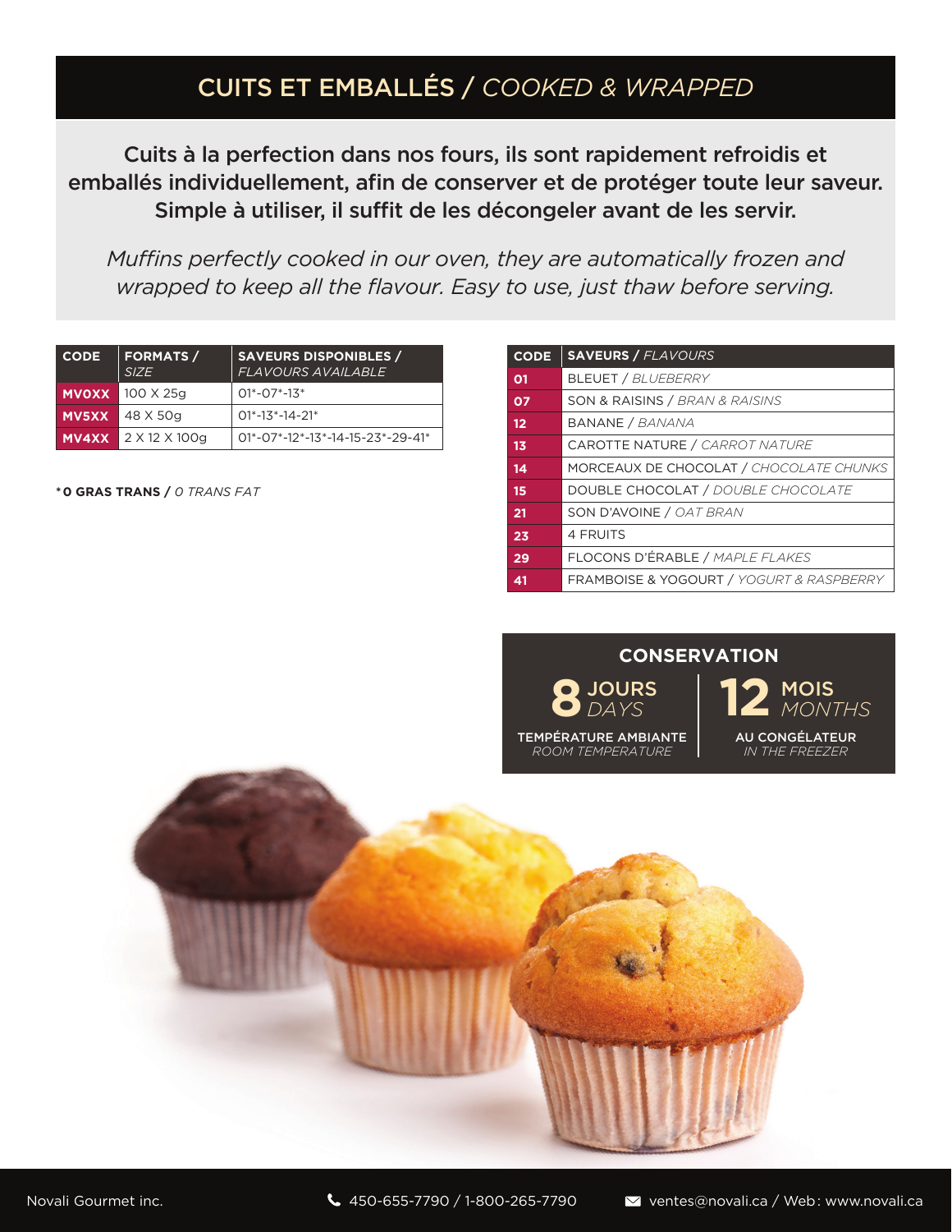# CUITS ET EMBALLÉS / *COOKED & WRAPPED*

**Cuits à la perfection dans nos fours, ils sont rapidement refroidis et emballés individuellement, afin de conserver et de protéger toute leur saveur. Simple à utiliser, il suffit de les décongeler avant de les servir.**

*Muffins perfectly cooked in our oven, they are automatically frozen and wrapped to keep all the flavour. Easy to use, just thaw before serving.*

| CODE | FORMATS / *SIZE* | SAVEURS DISPONIBLES / *FLAVOURS AVAILABLE* |
|---|---|---|
| MV0XX | 100 X 25g | 01*-07*-13* |
| MV5XX | 48 X 50g | 01*-13*-14-21* |
| MV4XX | 2 X 12 X 100g | 01*-07*-12*-13*-14-15-23*-29-41* |

***0 GRAS TRANS /** *0 TRANS FAT*

| CODE | SAVEURS / *FLAVOURS* |
|---|---|
| 01 | BLEUET / *BLUEBERRY* |
| 07 | SON & RAISINS / *BRAN & RAISINS* |
| 12 | BANANE / *BANANA* |
| 13 | CAROTTE NATURE / *CARROT NATURE* |
| 14 | MORCEAUX DE CHOCOLAT / *CHOCOLATE CHUNKS* |
| 15 | DOUBLE CHOCOLAT / *DOUBLE CHOCOLATE* |
| 21 | SON D'AVOINE / *OAT BRAN* |
| 23 | 4 FRUITS |
| 29 | FLOCONS D'ÉRABLE / *MAPLE FLAKES* |
| 41 | FRAMBOISE & YOGOURT / *YOGURT & RASPBERRY* |

## CONSERVATION

**8** JOURS / *DAYS*
TEMPÉRATURE AMBIANTE / *ROOM TEMPERATURE*

**12** MOIS / *MONTHS*
AU CONGÉLATEUR / *IN THE FREEZER*

Novali Gourmet inc. 450-655-7790 / 1-800-265-7790 ventes@novali.ca / Web: www.novali.ca